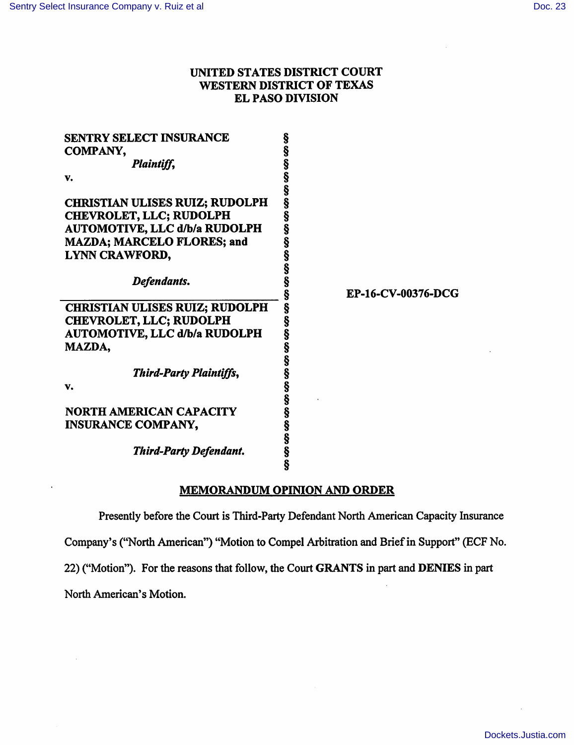UNITED STATES DISTRICT COURT
WESTERN DISTRICT OF TEXAS
EL PASO DIVISION

| | | |
|---|---|---|
| **SENTRY SELECT INSURANCE COMPANY,** *Plaintiff,* v. **CHRISTIAN ULISES RUIZ; RUDOLPH CHEVROLET, LLC; RUDOLPH AUTOMOTIVE, LLC d/b/a RUDOLPH MAZDA; MARCELO FLORES; and LYNN CRAWFORD,** *Defendants.* | § | |
| **CHRISTIAN ULISES RUIZ; RUDOLPH CHEVROLET, LLC; RUDOLPH AUTOMOTIVE, LLC d/b/a RUDOLPH MAZDA,** *Third-Party Plaintiffs,* v. **NORTH AMERICAN CAPACITY INSURANCE COMPANY,** *Third-Party Defendant.* | § | **EP-16-CV-00376-DCG** |

## MEMORANDUM OPINION AND ORDER

Presently before the Court is Third-Party Defendant North American Capacity Insurance Company's ("North American") "Motion to Compel Arbitration and Brief in Support" (ECF No. 22) ("Motion"). For the reasons that follow, the Court **GRANTS** in part and **DENIES** in part North American's Motion.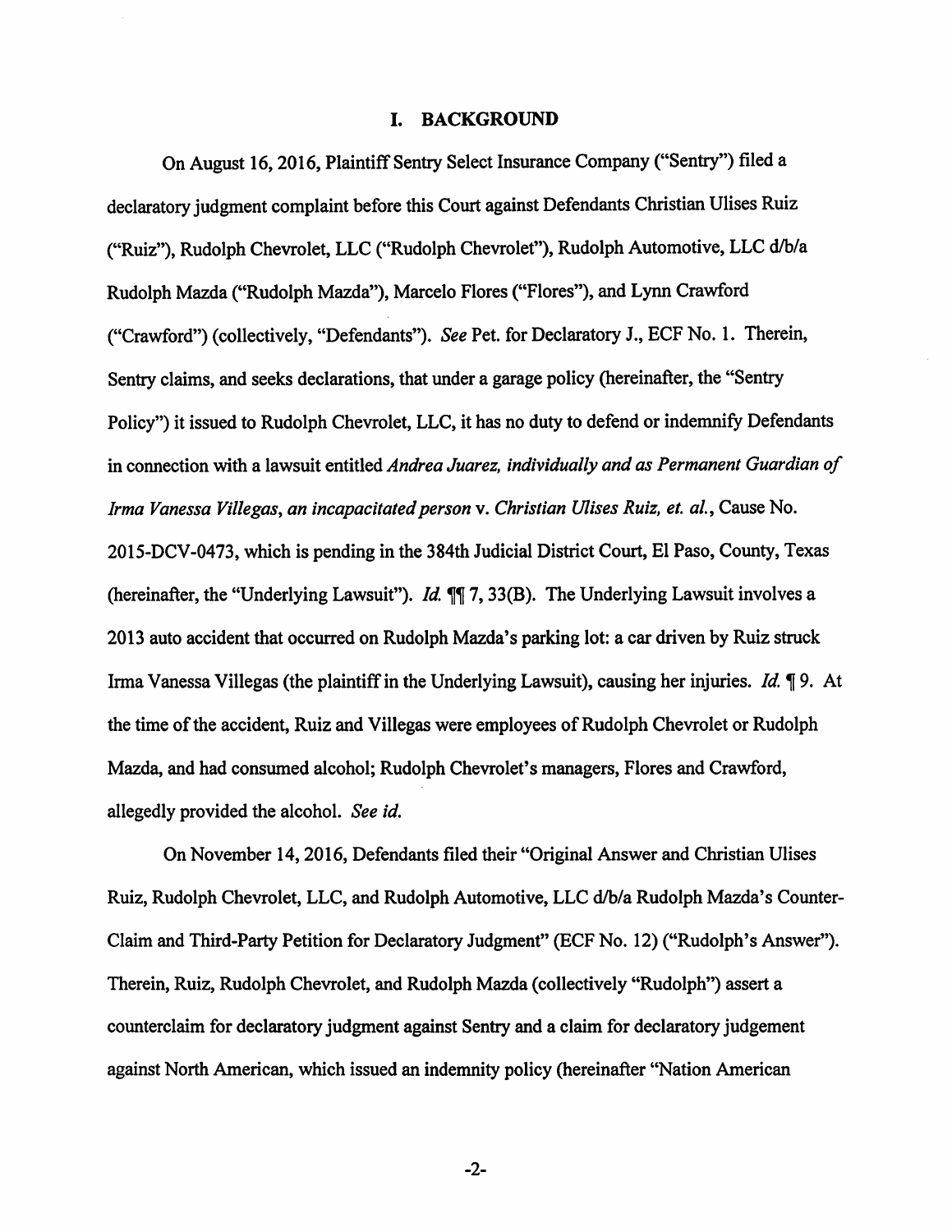## I. BACKGROUND

On August 16, 2016, Plaintiff Sentry Select Insurance Company ("Sentry") filed a declaratory judgment complaint before this Court against Defendants Christian Ulises Ruiz ("Ruiz"), Rudolph Chevrolet, LLC ("Rudolph Chevrolet"), Rudolph Automotive, LLC d/b/a Rudolph Mazda ("Rudolph Mazda"), Marcelo Flores ("Flores"), and Lynn Crawford ("Crawford") (collectively, "Defendants"). *See* Pet. for Declaratory J., ECF No. 1. Therein, Sentry claims, and seeks declarations, that under a garage policy (hereinafter, the "Sentry Policy") it issued to Rudolph Chevrolet, LLC, it has no duty to defend or indemnify Defendants in connection with a lawsuit entitled *Andrea Juarez, individually and as Permanent Guardian of Irma Vanessa Villegas, an incapacitated person* v. *Christian Ulises Ruiz, et. al.*, Cause No. 2015-DCV-0473, which is pending in the 384th Judicial District Court, El Paso, County, Texas (hereinafter, the "Underlying Lawsuit"). *Id.* ¶¶ 7, 33(B). The Underlying Lawsuit involves a 2013 auto accident that occurred on Rudolph Mazda's parking lot: a car driven by Ruiz struck Irma Vanessa Villegas (the plaintiff in the Underlying Lawsuit), causing her injuries. *Id.* ¶ 9. At the time of the accident, Ruiz and Villegas were employees of Rudolph Chevrolet or Rudolph Mazda, and had consumed alcohol; Rudolph Chevrolet's managers, Flores and Crawford, allegedly provided the alcohol. *See id.*

On November 14, 2016, Defendants filed their "Original Answer and Christian Ulises Ruiz, Rudolph Chevrolet, LLC, and Rudolph Automotive, LLC d/b/a Rudolph Mazda's Counter-Claim and Third-Party Petition for Declaratory Judgment" (ECF No. 12) ("Rudolph's Answer"). Therein, Ruiz, Rudolph Chevrolet, and Rudolph Mazda (collectively "Rudolph") assert a counterclaim for declaratory judgment against Sentry and a claim for declaratory judgement against North American, which issued an indemnity policy (hereinafter "Nation American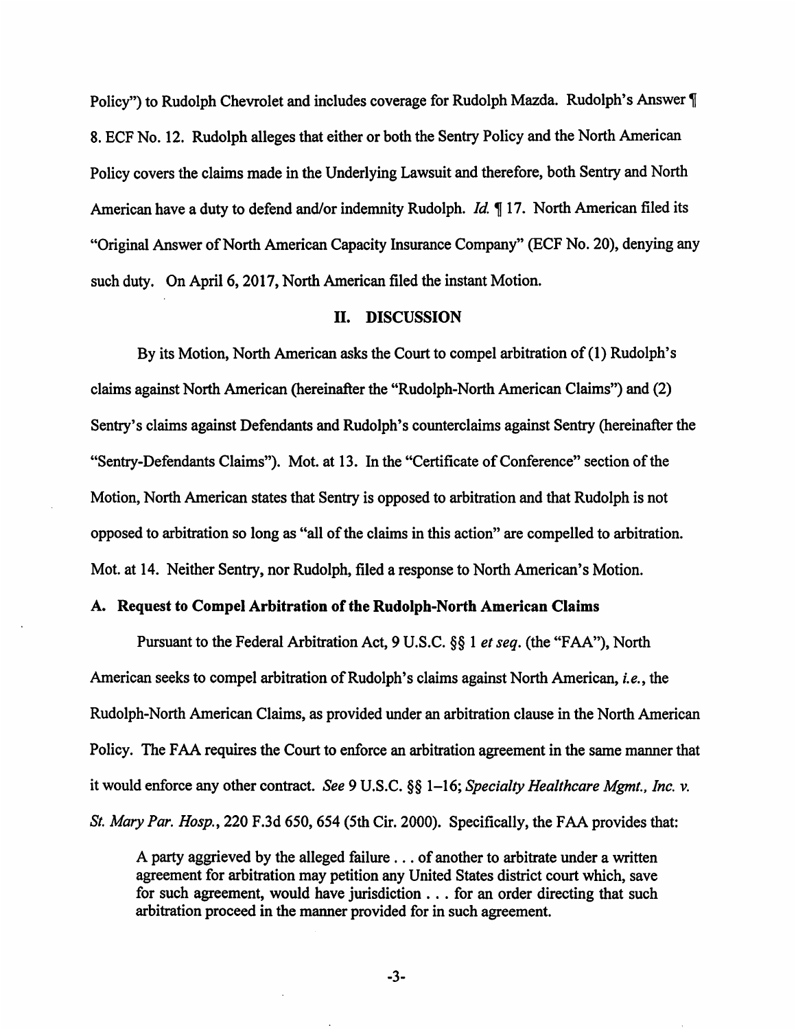Policy") to Rudolph Chevrolet and includes coverage for Rudolph Mazda. Rudolph's Answer ¶ 8. ECF No. 12. Rudolph alleges that either or both the Sentry Policy and the North American Policy covers the claims made in the Underlying Lawsuit and therefore, both Sentry and North American have a duty to defend and/or indemnity Rudolph. *Id.* ¶ 17. North American filed its "Original Answer of North American Capacity Insurance Company" (ECF No. 20), denying any such duty. On April 6, 2017, North American filed the instant Motion.

## II. DISCUSSION

By its Motion, North American asks the Court to compel arbitration of (1) Rudolph's claims against North American (hereinafter the "Rudolph-North American Claims") and (2) Sentry's claims against Defendants and Rudolph's counterclaims against Sentry (hereinafter the "Sentry-Defendants Claims"). Mot. at 13. In the "Certificate of Conference" section of the Motion, North American states that Sentry is opposed to arbitration and that Rudolph is not opposed to arbitration so long as "all of the claims in this action" are compelled to arbitration. Mot. at 14. Neither Sentry, nor Rudolph, filed a response to North American's Motion.

### A. Request to Compel Arbitration of the Rudolph-North American Claims

Pursuant to the Federal Arbitration Act, 9 U.S.C. §§ 1 *et seq.* (the "FAA"), North American seeks to compel arbitration of Rudolph's claims against North American, *i.e.*, the Rudolph-North American Claims, as provided under an arbitration clause in the North American Policy. The FAA requires the Court to enforce an arbitration agreement in the same manner that it would enforce any other contract. *See* 9 U.S.C. §§ 1–16; *Specialty Healthcare Mgmt., Inc. v. St. Mary Par. Hosp.*, 220 F.3d 650, 654 (5th Cir. 2000). Specifically, the FAA provides that:

> A party aggrieved by the alleged failure . . . of another to arbitrate under a written agreement for arbitration may petition any United States district court which, save for such agreement, would have jurisdiction . . . for an order directing that such arbitration proceed in the manner provided for in such agreement.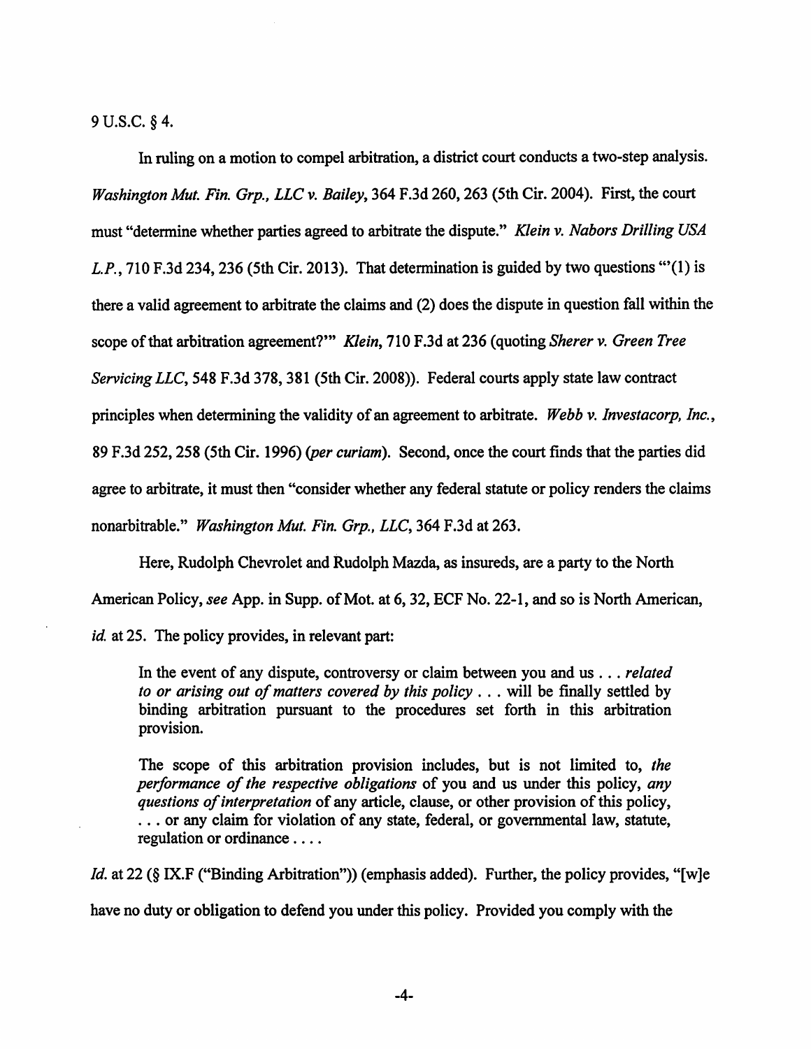9 U.S.C. § 4.

In ruling on a motion to compel arbitration, a district court conducts a two-step analysis. *Washington Mut. Fin. Grp., LLC v. Bailey*, 364 F.3d 260, 263 (5th Cir. 2004). First, the court must "determine whether parties agreed to arbitrate the dispute." *Klein v. Nabors Drilling USA L.P.*, 710 F.3d 234, 236 (5th Cir. 2013). That determination is guided by two questions "'(1) is there a valid agreement to arbitrate the claims and (2) does the dispute in question fall within the scope of that arbitration agreement?'" *Klein*, 710 F.3d at 236 (quoting *Sherer v. Green Tree Servicing LLC*, 548 F.3d 378, 381 (5th Cir. 2008)). Federal courts apply state law contract principles when determining the validity of an agreement to arbitrate. *Webb v. Investacorp, Inc.*, 89 F.3d 252, 258 (5th Cir. 1996) (*per curiam*). Second, once the court finds that the parties did agree to arbitrate, it must then "consider whether any federal statute or policy renders the claims nonarbitrable." *Washington Mut. Fin. Grp., LLC*, 364 F.3d at 263.

Here, Rudolph Chevrolet and Rudolph Mazda, as insureds, are a party to the North American Policy, *see* App. in Supp. of Mot. at 6, 32, ECF No. 22-1, and so is North American, *id.* at 25. The policy provides, in relevant part:

> In the event of any dispute, controversy or claim between you and us . . . *related to or arising out of matters covered by this policy* . . . will be finally settled by binding arbitration pursuant to the procedures set forth in this arbitration provision.
>
> The scope of this arbitration provision includes, but is not limited to, *the performance of the respective obligations* of you and us under this policy, *any questions of interpretation* of any article, clause, or other provision of this policy, . . . or any claim for violation of any state, federal, or governmental law, statute, regulation or ordinance . . . .

*Id.* at 22 (§ IX.F ("Binding Arbitration")) (emphasis added). Further, the policy provides, "[w]e have no duty or obligation to defend you under this policy. Provided you comply with the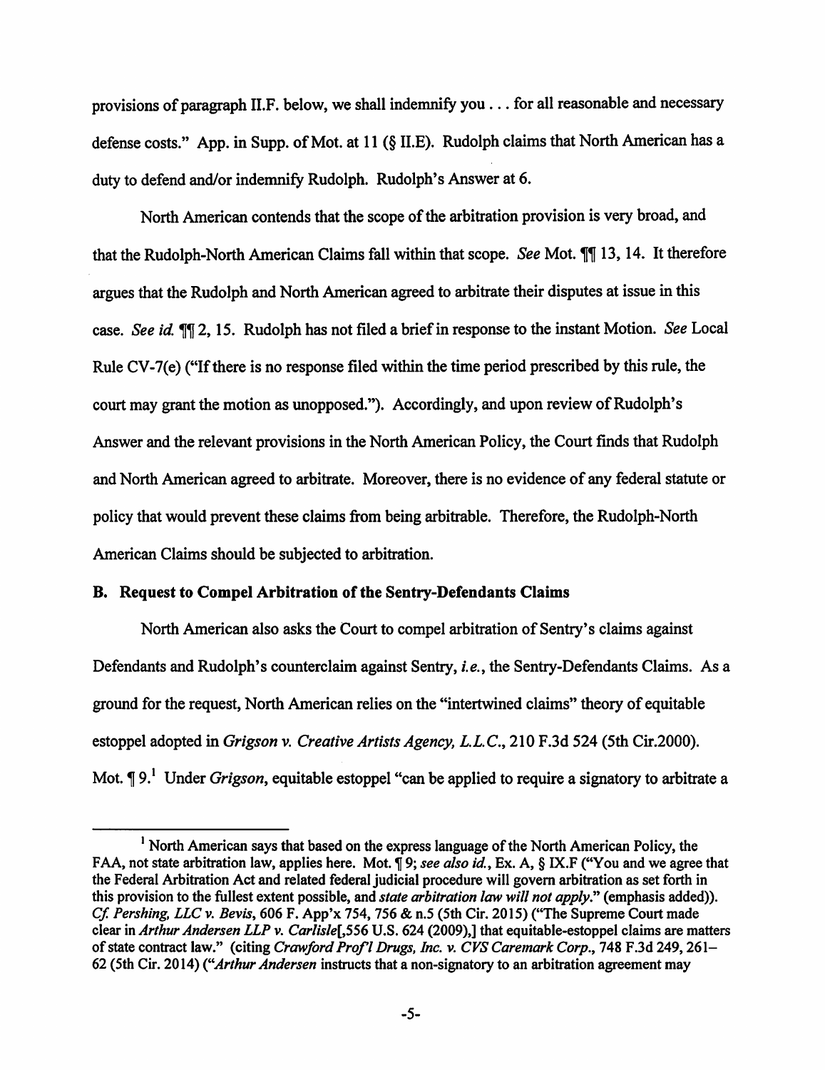provisions of paragraph II.F. below, we shall indemnify you . . . for all reasonable and necessary defense costs." App. in Supp. of Mot. at 11 (§ II.E). Rudolph claims that North American has a duty to defend and/or indemnify Rudolph. Rudolph's Answer at 6.

North American contends that the scope of the arbitration provision is very broad, and that the Rudolph-North American Claims fall within that scope. *See* Mot. ¶¶ 13, 14. It therefore argues that the Rudolph and North American agreed to arbitrate their disputes at issue in this case. *See id.* ¶¶ 2, 15. Rudolph has not filed a brief in response to the instant Motion. *See* Local Rule CV-7(e) ("If there is no response filed within the time period prescribed by this rule, the court may grant the motion as unopposed."). Accordingly, and upon review of Rudolph's Answer and the relevant provisions in the North American Policy, the Court finds that Rudolph and North American agreed to arbitrate. Moreover, there is no evidence of any federal statute or policy that would prevent these claims from being arbitrable. Therefore, the Rudolph-North American Claims should be subjected to arbitration.

**B. Request to Compel Arbitration of the Sentry-Defendants Claims**

North American also asks the Court to compel arbitration of Sentry's claims against Defendants and Rudolph's counterclaim against Sentry, *i.e.*, the Sentry-Defendants Claims. As a ground for the request, North American relies on the "intertwined claims" theory of equitable estoppel adopted in *Grigson v. Creative Artists Agency, L.L.C.*, 210 F.3d 524 (5th Cir.2000). Mot. ¶ 9.[1] Under *Grigson*, equitable estoppel "can be applied to require a signatory to arbitrate a

[1] North American says that based on the express language of the North American Policy, the FAA, not state arbitration law, applies here. Mot. ¶ 9; *see also id.*, Ex. A, § IX.F ("You and we agree that the Federal Arbitration Act and related federal judicial procedure will govern arbitration as set forth in this provision to the fullest extent possible, and *state arbitration law will not apply.*" (emphasis added)). *Cf. Pershing, LLC v. Bevis*, 606 F. App'x 754, 756 & n.5 (5th Cir. 2015) ("The Supreme Court made clear in *Arthur Andersen LLP v. Carlisle*[,556 U.S. 624 (2009),] that equitable-estoppel claims are matters of state contract law." (citing *Crawford Prof'l Drugs, Inc. v. CVS Caremark Corp.*, 748 F.3d 249, 261–62 (5th Cir. 2014) ("*Arthur Andersen* instructs that a non-signatory to an arbitration agreement may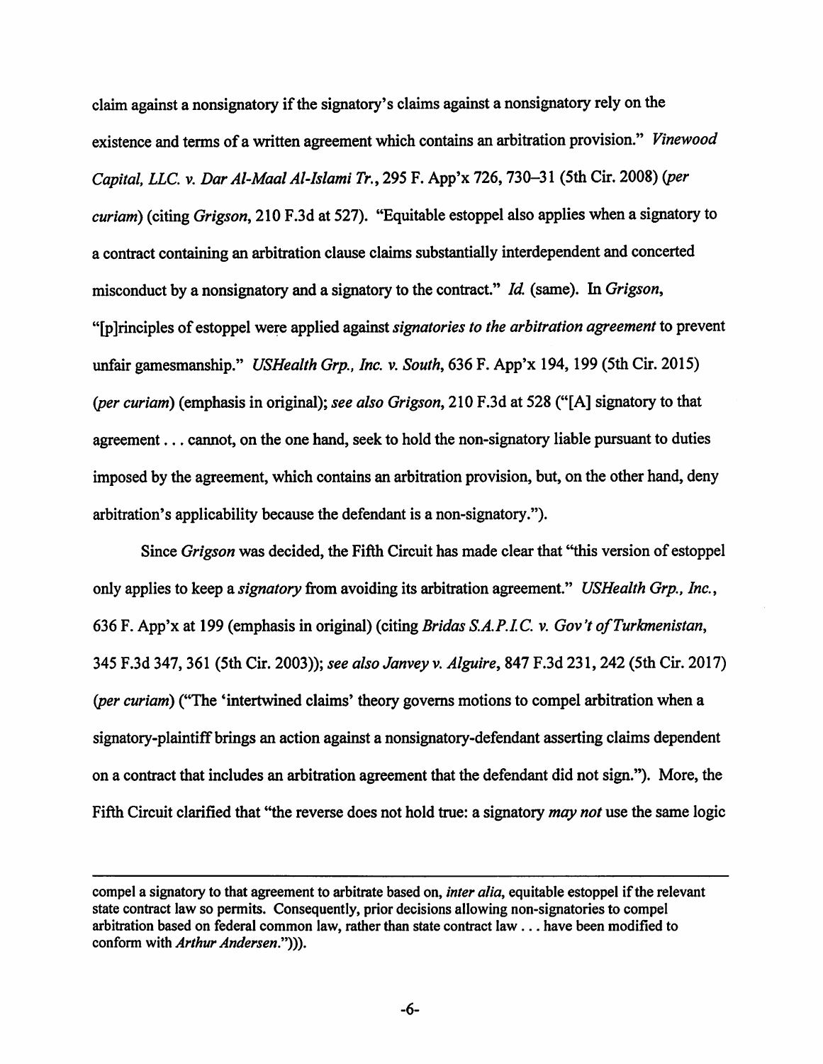claim against a nonsignatory if the signatory's claims against a nonsignatory rely on the existence and terms of a written agreement which contains an arbitration provision." *Vinewood Capital, LLC. v. Dar Al-Maal Al-Islami Tr.*, 295 F. App'x 726, 730–31 (5th Cir. 2008) (*per curiam*) (citing *Grigson*, 210 F.3d at 527). "Equitable estoppel also applies when a signatory to a contract containing an arbitration clause claims substantially interdependent and concerted misconduct by a nonsignatory and a signatory to the contract." *Id.* (same). In *Grigson*, "[p]rinciples of estoppel were applied against *signatories to the arbitration agreement* to prevent unfair gamesmanship." *USHealth Grp., Inc. v. South*, 636 F. App'x 194, 199 (5th Cir. 2015) (*per curiam*) (emphasis in original); *see also Grigson*, 210 F.3d at 528 ("[A] signatory to that agreement . . . cannot, on the one hand, seek to hold the non-signatory liable pursuant to duties imposed by the agreement, which contains an arbitration provision, but, on the other hand, deny arbitration's applicability because the defendant is a non-signatory.").

Since *Grigson* was decided, the Fifth Circuit has made clear that "this version of estoppel only applies to keep a *signatory* from avoiding its arbitration agreement." *USHealth Grp., Inc.*, 636 F. App'x at 199 (emphasis in original) (citing *Bridas S.A.P.I.C. v. Gov't of Turkmenistan*, 345 F.3d 347, 361 (5th Cir. 2003)); *see also Janvey v. Alguire*, 847 F.3d 231, 242 (5th Cir. 2017) (*per curiam*) ("The 'intertwined claims' theory governs motions to compel arbitration when a signatory-plaintiff brings an action against a nonsignatory-defendant asserting claims dependent on a contract that includes an arbitration agreement that the defendant did not sign."). More, the Fifth Circuit clarified that "the reverse does not hold true: a signatory *may not* use the same logic

---

compel a signatory to that agreement to arbitrate based on, *inter alia*, equitable estoppel if the relevant state contract law so permits. Consequently, prior decisions allowing non-signatories to compel arbitration based on federal common law, rather than state contract law . . . have been modified to conform with *Arthur Andersen*.")).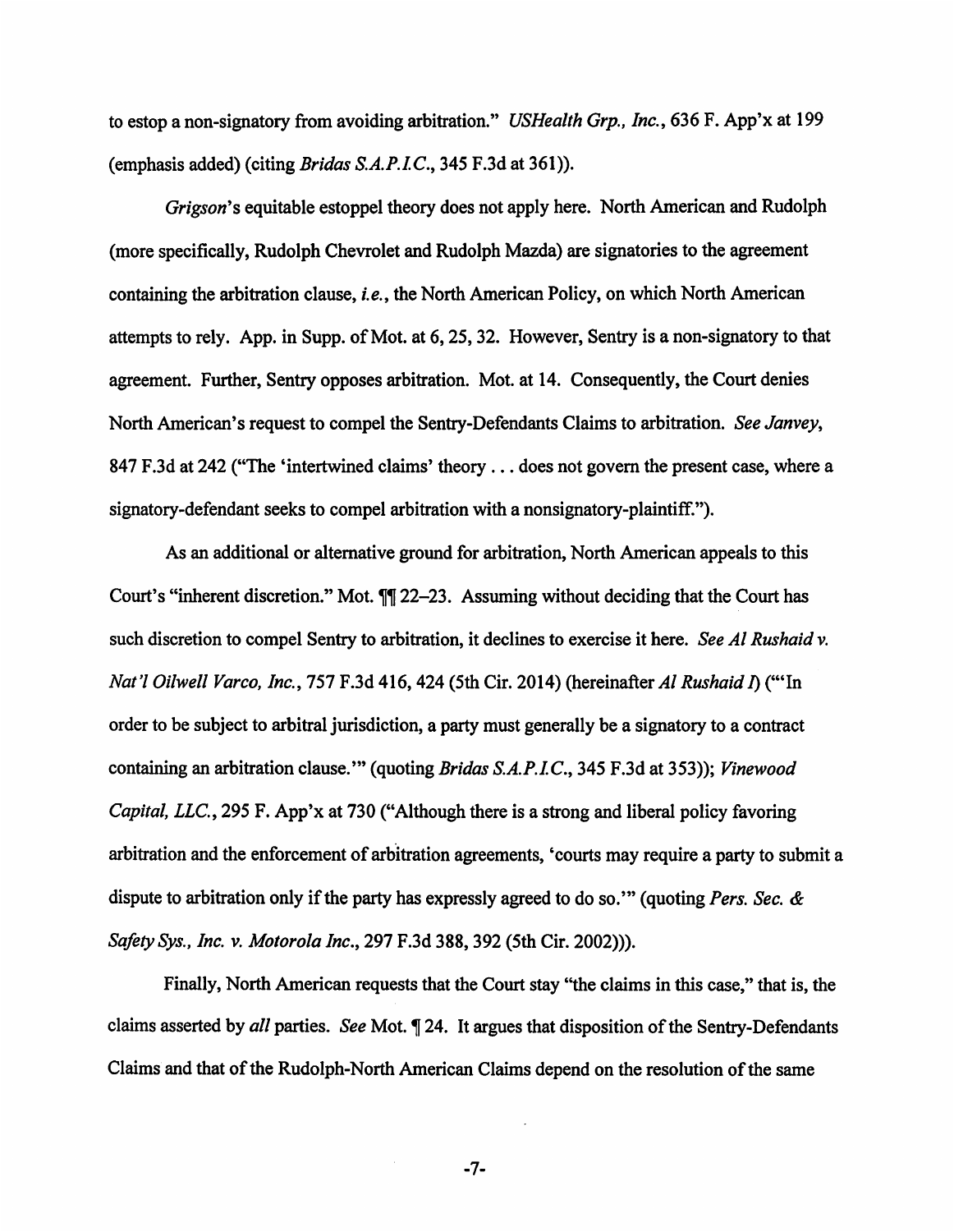to estop a non-signatory from avoiding arbitration." *USHealth Grp., Inc.*, 636 F. App'x at 199 (emphasis added) (citing *Bridas S.A.P.I.C.*, 345 F.3d at 361)).

*Grigson*'s equitable estoppel theory does not apply here. North American and Rudolph (more specifically, Rudolph Chevrolet and Rudolph Mazda) are signatories to the agreement containing the arbitration clause, *i.e.*, the North American Policy, on which North American attempts to rely. App. in Supp. of Mot. at 6, 25, 32. However, Sentry is a non-signatory to that agreement. Further, Sentry opposes arbitration. Mot. at 14. Consequently, the Court denies North American's request to compel the Sentry-Defendants Claims to arbitration. *See Janvey*, 847 F.3d at 242 ("The 'intertwined claims' theory . . . does not govern the present case, where a signatory-defendant seeks to compel arbitration with a nonsignatory-plaintiff.").

As an additional or alternative ground for arbitration, North American appeals to this Court's "inherent discretion." Mot. ¶¶ 22–23. Assuming without deciding that the Court has such discretion to compel Sentry to arbitration, it declines to exercise it here. *See Al Rushaid v. Nat'l Oilwell Varco, Inc.*, 757 F.3d 416, 424 (5th Cir. 2014) (hereinafter *Al Rushaid I*) ("'In order to be subject to arbitral jurisdiction, a party must generally be a signatory to a contract containing an arbitration clause.'" (quoting *Bridas S.A.P.I.C.*, 345 F.3d at 353)); *Vinewood Capital, LLC.*, 295 F. App'x at 730 ("Although there is a strong and liberal policy favoring arbitration and the enforcement of arbitration agreements, 'courts may require a party to submit a dispute to arbitration only if the party has expressly agreed to do so.'" (quoting *Pers. Sec. & Safety Sys., Inc. v. Motorola Inc.*, 297 F.3d 388, 392 (5th Cir. 2002))).

Finally, North American requests that the Court stay "the claims in this case," that is, the claims asserted by *all* parties. *See* Mot. ¶ 24. It argues that disposition of the Sentry-Defendants Claims and that of the Rudolph-North American Claims depend on the resolution of the same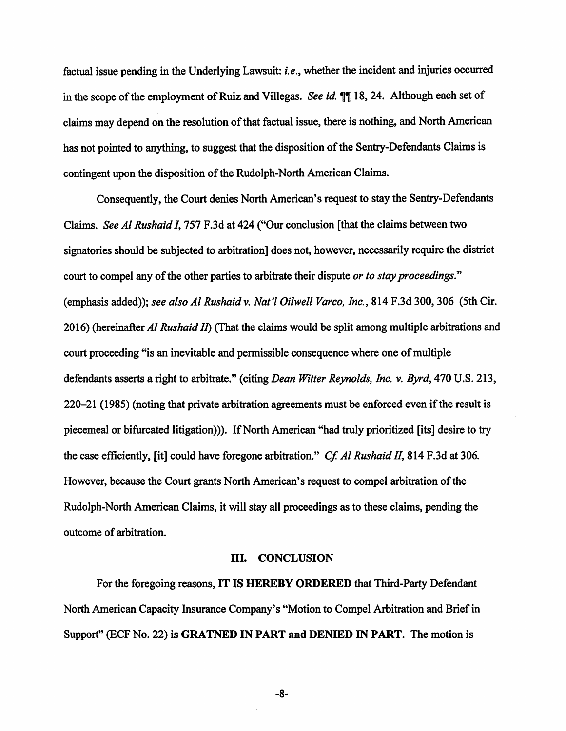factual issue pending in the Underlying Lawsuit: *i.e.*, whether the incident and injuries occurred in the scope of the employment of Ruiz and Villegas. *See id.* ¶¶ 18, 24. Although each set of claims may depend on the resolution of that factual issue, there is nothing, and North American has not pointed to anything, to suggest that the disposition of the Sentry-Defendants Claims is contingent upon the disposition of the Rudolph-North American Claims.

Consequently, the Court denies North American's request to stay the Sentry-Defendants Claims. *See Al Rushaid I*, 757 F.3d at 424 ("Our conclusion [that the claims between two signatories should be subjected to arbitration] does not, however, necessarily require the district court to compel any of the other parties to arbitrate their dispute *or to stay proceedings*." (emphasis added)); *see also Al Rushaid v. Nat'l Oilwell Varco, Inc.*, 814 F.3d 300, 306 (5th Cir. 2016) (hereinafter *Al Rushaid II*) (That the claims would be split among multiple arbitrations and court proceeding "is an inevitable and permissible consequence where one of multiple defendants asserts a right to arbitrate." (citing *Dean Witter Reynolds, Inc. v. Byrd*, 470 U.S. 213, 220–21 (1985) (noting that private arbitration agreements must be enforced even if the result is piecemeal or bifurcated litigation))). If North American "had truly prioritized [its] desire to try the case efficiently, [it] could have foregone arbitration." *Cf. Al Rushaid II*, 814 F.3d at 306. However, because the Court grants North American's request to compel arbitration of the Rudolph-North American Claims, it will stay all proceedings as to these claims, pending the outcome of arbitration.

## III. CONCLUSION

For the foregoing reasons, **IT IS HEREBY ORDERED** that Third-Party Defendant North American Capacity Insurance Company's "Motion to Compel Arbitration and Brief in Support" (ECF No. 22) is **GRATNED IN PART and DENIED IN PART**. The motion is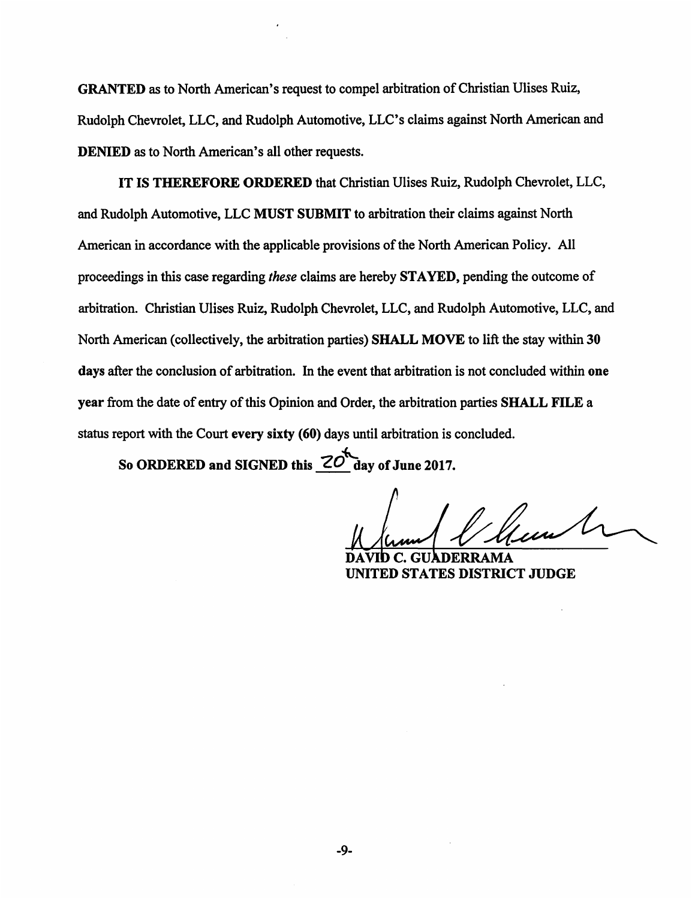**GRANTED** as to North American's request to compel arbitration of Christian Ulises Ruiz, Rudolph Chevrolet, LLC, and Rudolph Automotive, LLC's claims against North American and **DENIED** as to North American's all other requests.

**IT IS THEREFORE ORDERED** that Christian Ulises Ruiz, Rudolph Chevrolet, LLC, and Rudolph Automotive, LLC **MUST SUBMIT** to arbitration their claims against North American in accordance with the applicable provisions of the North American Policy. All proceedings in this case regarding *these* claims are hereby **STAYED**, pending the outcome of arbitration. Christian Ulises Ruiz, Rudolph Chevrolet, LLC, and Rudolph Automotive, LLC, and North American (collectively, the arbitration parties) **SHALL MOVE** to lift the stay within **30 days** after the conclusion of arbitration. In the event that arbitration is not concluded within **one year** from the date of entry of this Opinion and Order, the arbitration parties **SHALL FILE** a status report with the Court **every sixty (60)** days until arbitration is concluded.

**So ORDERED and SIGNED this 20th day of June 2017.**

**DAVID C. GUADERRAMA**
**UNITED STATES DISTRICT JUDGE**